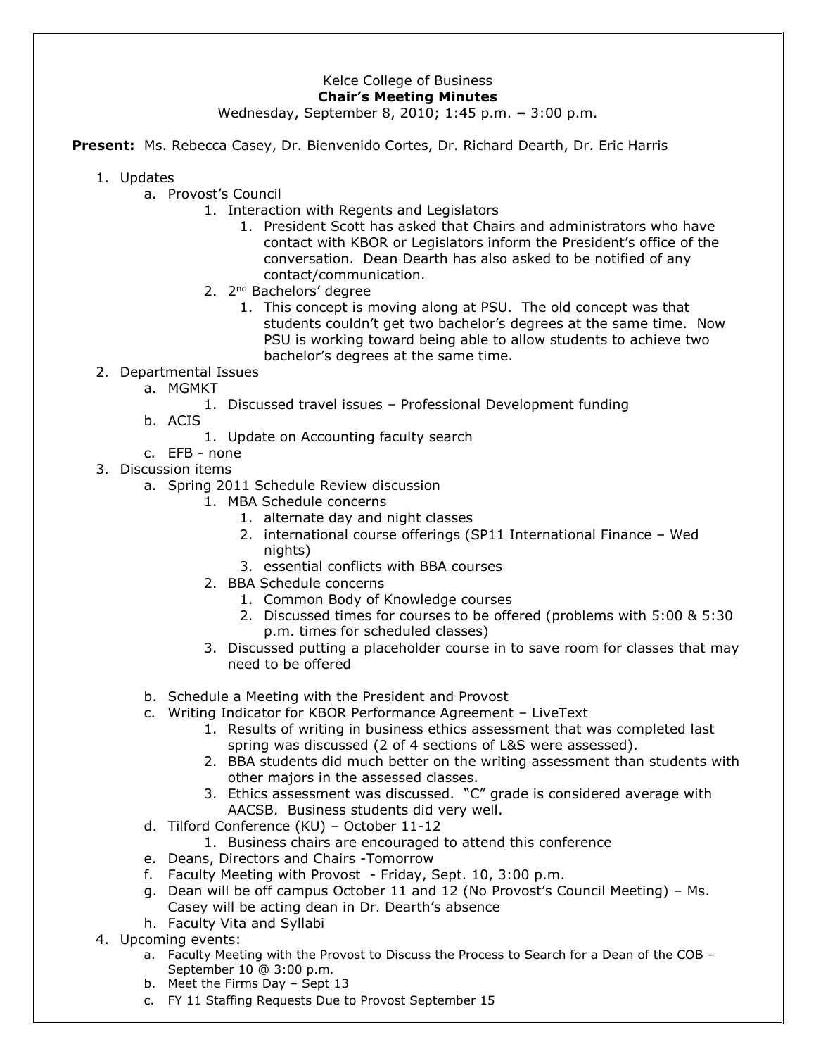Kelce College of Business

**Chair's Meeting Minutes**

Wednesday, September 8, 2010; 1:45 p.m. **–** 3:00 p.m.

**Present:** Ms. Rebecca Casey, Dr. Bienvenido Cortes, Dr. Richard Dearth, Dr. Eric Harris

1. Updates
    a. Provost's Council
        1. Interaction with Regents and Legislators
            1. President Scott has asked that Chairs and administrators who have contact with KBOR or Legislators inform the President's office of the conversation. Dean Dearth has also asked to be notified of any contact/communication.
        2. 2nd Bachelors' degree
            1. This concept is moving along at PSU. The old concept was that students couldn't get two bachelor's degrees at the same time. Now PSU is working toward being able to allow students to achieve two bachelor's degrees at the same time.
2. Departmental Issues
    a. MGMKT
        1. Discussed travel issues – Professional Development funding
    b. ACIS
        1. Update on Accounting faculty search
    c. EFB - none
3. Discussion items
    a. Spring 2011 Schedule Review discussion
        1. MBA Schedule concerns
            1. alternate day and night classes
            2. international course offerings (SP11 International Finance – Wed nights)
            3. essential conflicts with BBA courses
        2. BBA Schedule concerns
            1. Common Body of Knowledge courses
            2. Discussed times for courses to be offered (problems with 5:00 & 5:30 p.m. times for scheduled classes)
        3. Discussed putting a placeholder course in to save room for classes that may need to be offered
    b. Schedule a Meeting with the President and Provost
    c. Writing Indicator for KBOR Performance Agreement – LiveText
        1. Results of writing in business ethics assessment that was completed last spring was discussed (2 of 4 sections of L&S were assessed).
        2. BBA students did much better on the writing assessment than students with other majors in the assessed classes.
        3. Ethics assessment was discussed. "C" grade is considered average with AACSB. Business students did very well.
    d. Tilford Conference (KU) – October 11-12
        1. Business chairs are encouraged to attend this conference
    e. Deans, Directors and Chairs -Tomorrow
    f. Faculty Meeting with Provost - Friday, Sept. 10, 3:00 p.m.
    g. Dean will be off campus October 11 and 12 (No Provost's Council Meeting) – Ms. Casey will be acting dean in Dr. Dearth's absence
    h. Faculty Vita and Syllabi
4. Upcoming events:
    a. Faculty Meeting with the Provost to Discuss the Process to Search for a Dean of the COB – September 10 @ 3:00 p.m.
    b. Meet the Firms Day – Sept 13
    c. FY 11 Staffing Requests Due to Provost September 15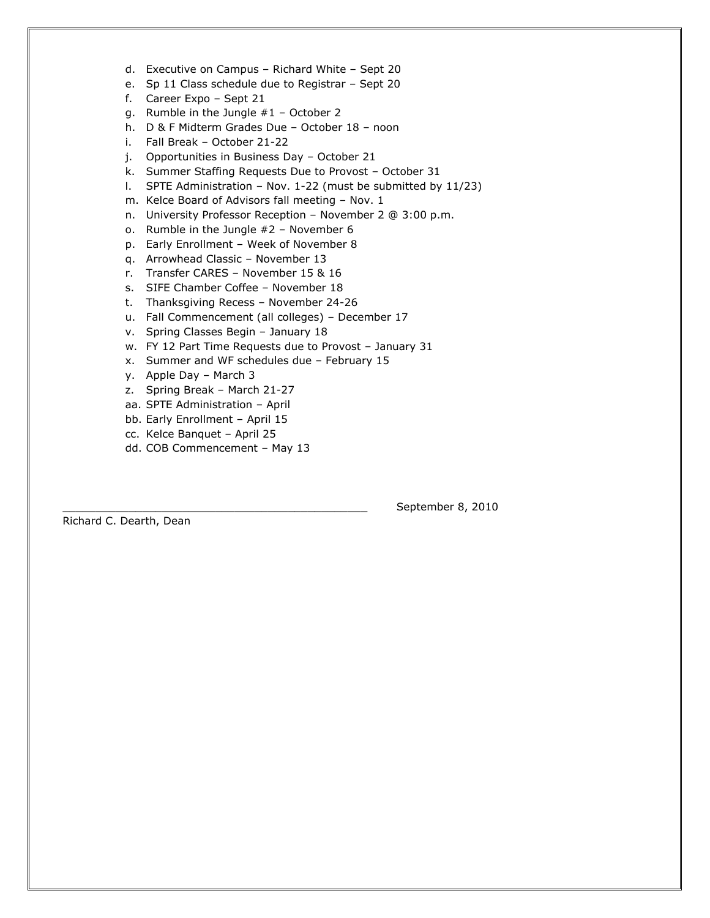d. Executive on Campus – Richard White – Sept 20
e. Sp 11 Class schedule due to Registrar – Sept 20
f. Career Expo – Sept 21
g. Rumble in the Jungle #1 – October 2
h. D & F Midterm Grades Due – October 18 – noon
i. Fall Break – October 21-22
j. Opportunities in Business Day – October 21
k. Summer Staffing Requests Due to Provost – October 31
l. SPTE Administration – Nov. 1-22 (must be submitted by 11/23)
m. Kelce Board of Advisors fall meeting – Nov. 1
n. University Professor Reception – November 2 @ 3:00 p.m.
o. Rumble in the Jungle #2 – November 6
p. Early Enrollment – Week of November 8
q. Arrowhead Classic – November 13
r. Transfer CARES – November 15 & 16
s. SIFE Chamber Coffee – November 18
t. Thanksgiving Recess – November 24-26
u. Fall Commencement (all colleges) – December 17
v. Spring Classes Begin – January 18
w. FY 12 Part Time Requests due to Provost – January 31
x. Summer and WF schedules due – February 15
y. Apple Day – March 3
z. Spring Break – March 21-27
aa. SPTE Administration – April
bb. Early Enrollment – April 15
cc. Kelce Banquet – April 25
dd. COB Commencement – May 13

_______________________________________________ September 8, 2010
Richard C. Dearth, Dean